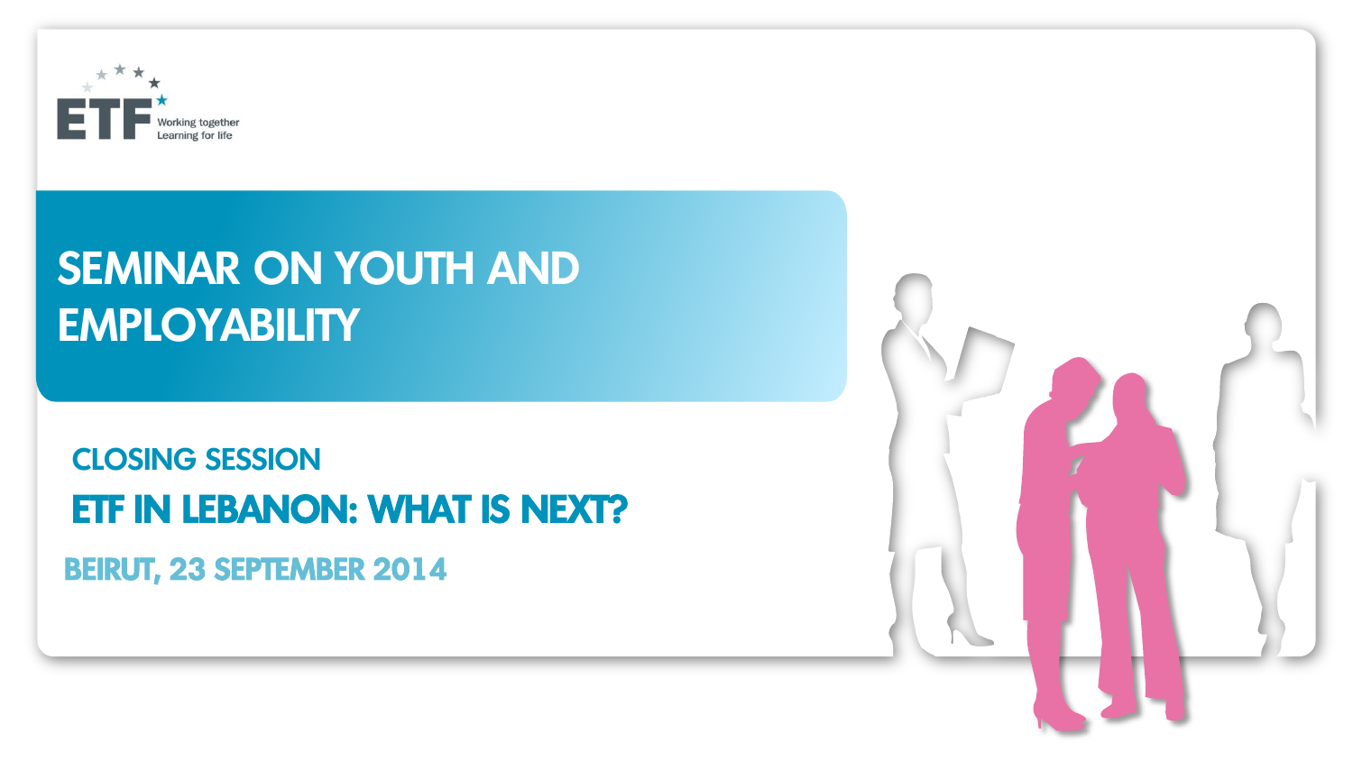ETF Working together Learning for life

# SEMINAR ON YOUTH AND EMPLOYABILITY

## CLOSING SESSION

## ETF IN LEBANON: WHAT IS NEXT?

BEIRUT, 23 SEPTEMBER 2014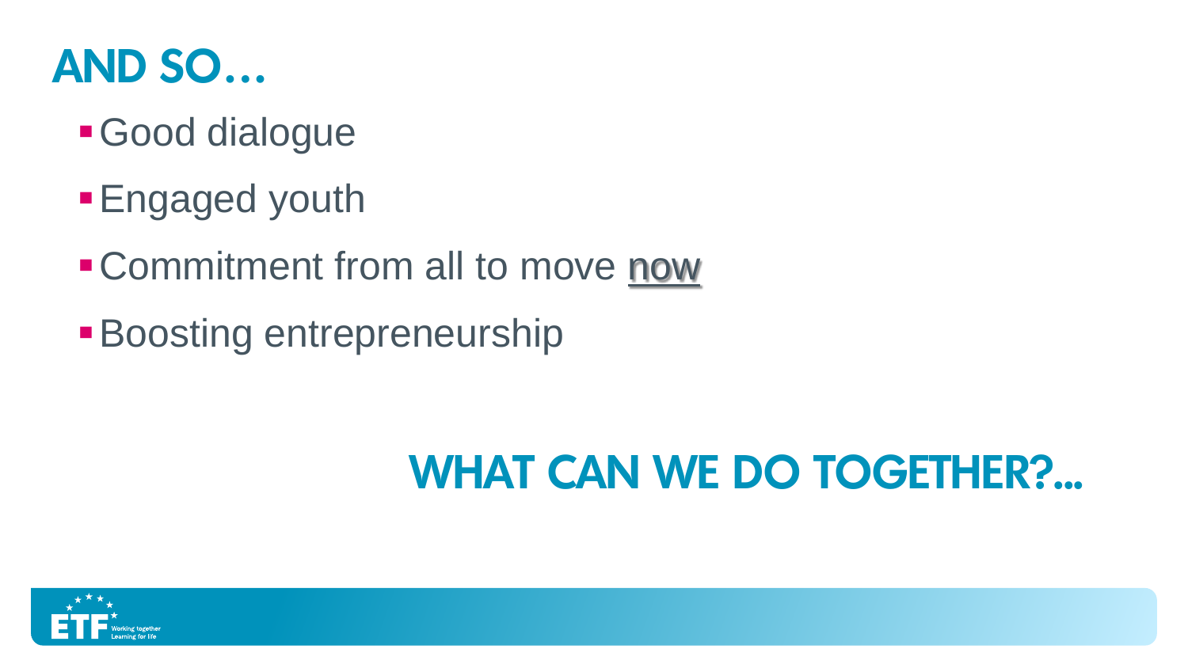# AND SO…

- Good dialogue
- Engaged youth
- Commitment from all to move now
- Boosting entrepreneurship

## WHAT CAN WE DO TOGETHER?...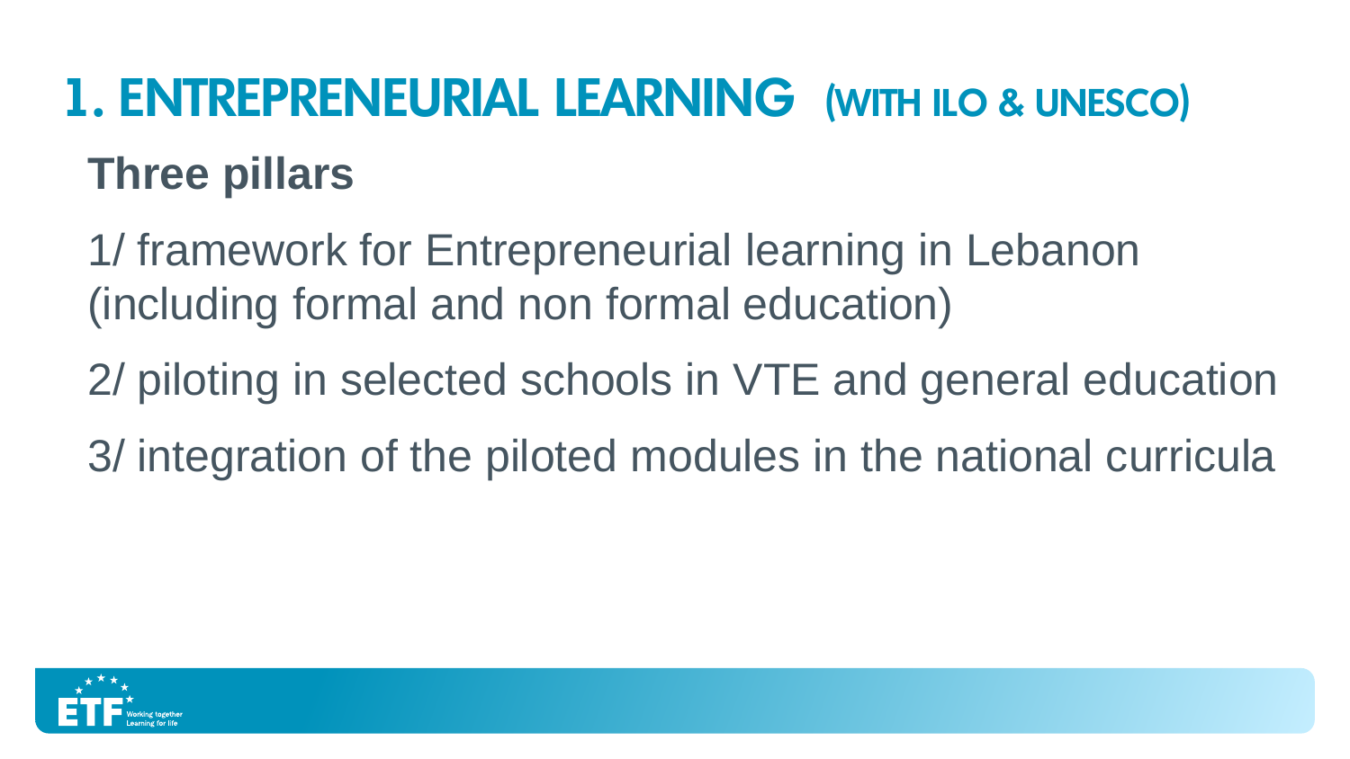# 1. ENTREPRENEURIAL LEARNING (WITH ILO & UNESCO)

## Three pillars

1/ framework for Entrepreneurial learning in Lebanon (including formal and non formal education)

2/ piloting in selected schools in VTE and general education

3/ integration of the piloted modules in the national curricula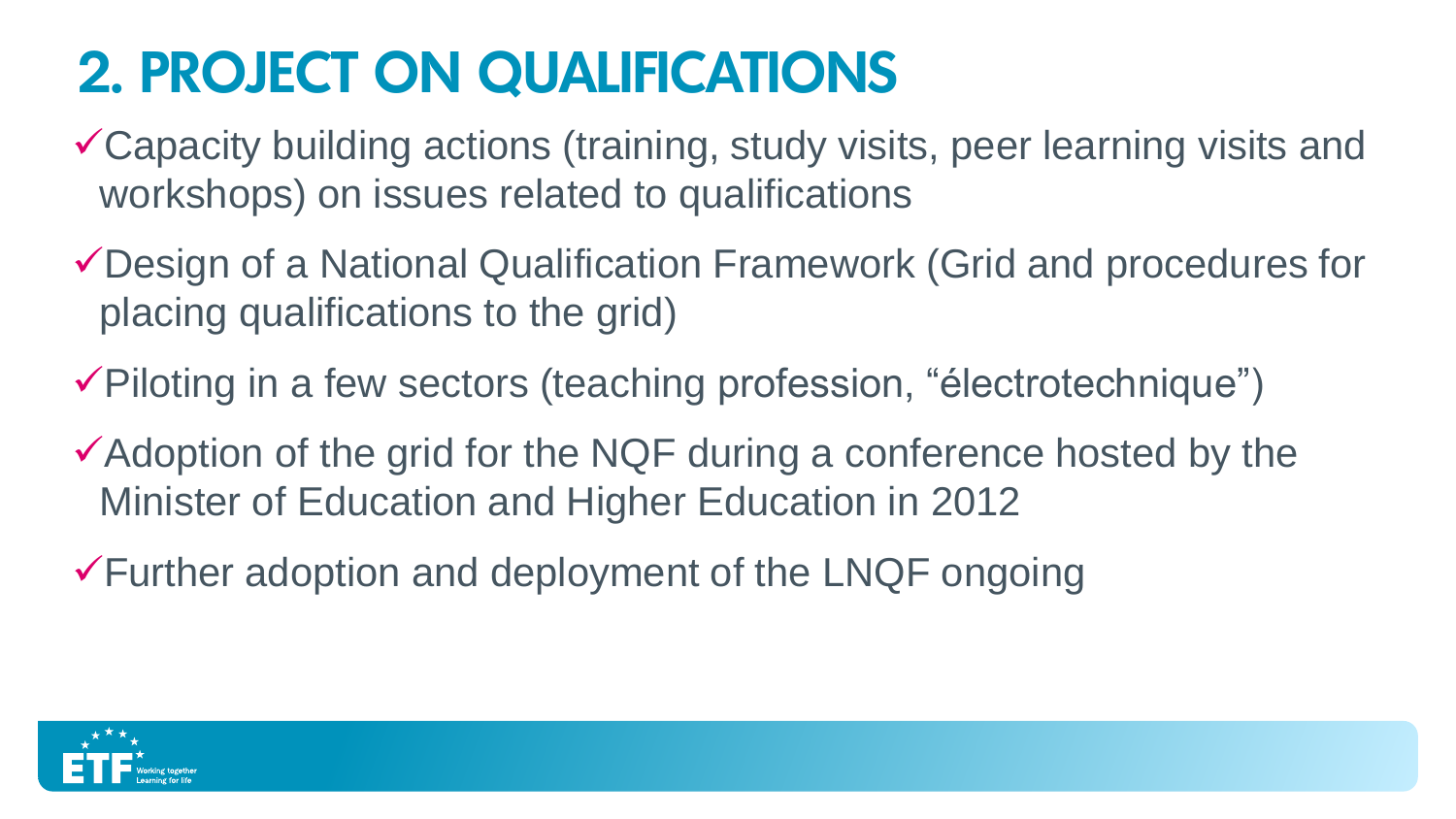# 2. PROJECT ON QUALIFICATIONS

- ✓Capacity building actions (training, study visits, peer learning visits and workshops) on issues related to qualifications
- ✓Design of a National Qualification Framework (Grid and procedures for placing qualifications to the grid)
- ✓Piloting in a few sectors (teaching profession, “électrotechnique”)
- ✓Adoption of the grid for the NQF during a conference hosted by the Minister of Education and Higher Education in 2012
- ✓Further adoption and deployment of the LNQF ongoing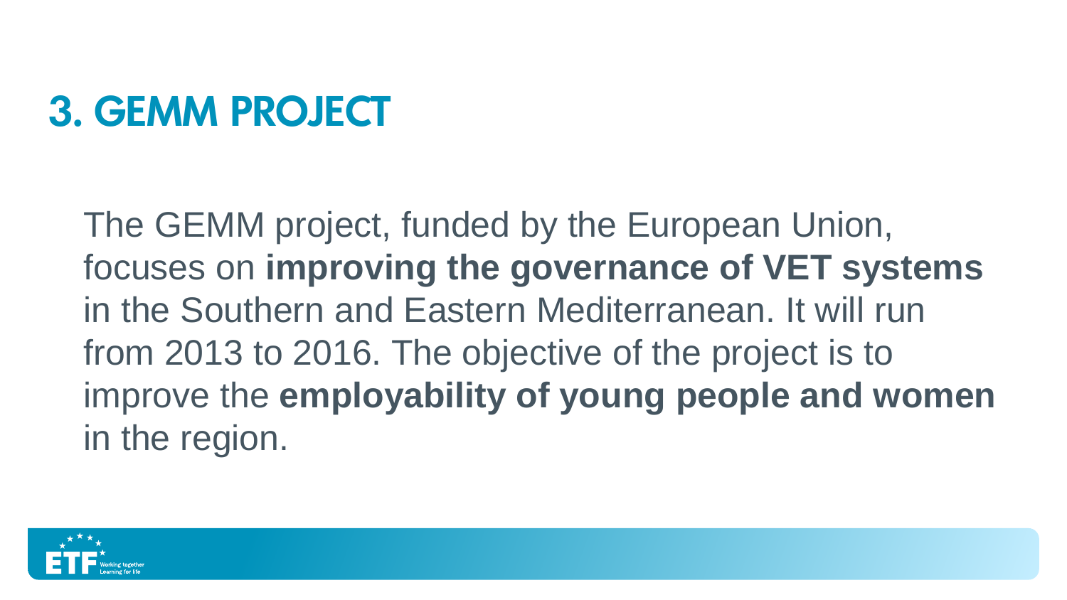# 3. GEMM PROJECT

The GEMM project, funded by the European Union, focuses on **improving the governance of VET systems** in the Southern and Eastern Mediterranean. It will run from 2013 to 2016. The objective of the project is to improve the **employability of young people and women** in the region.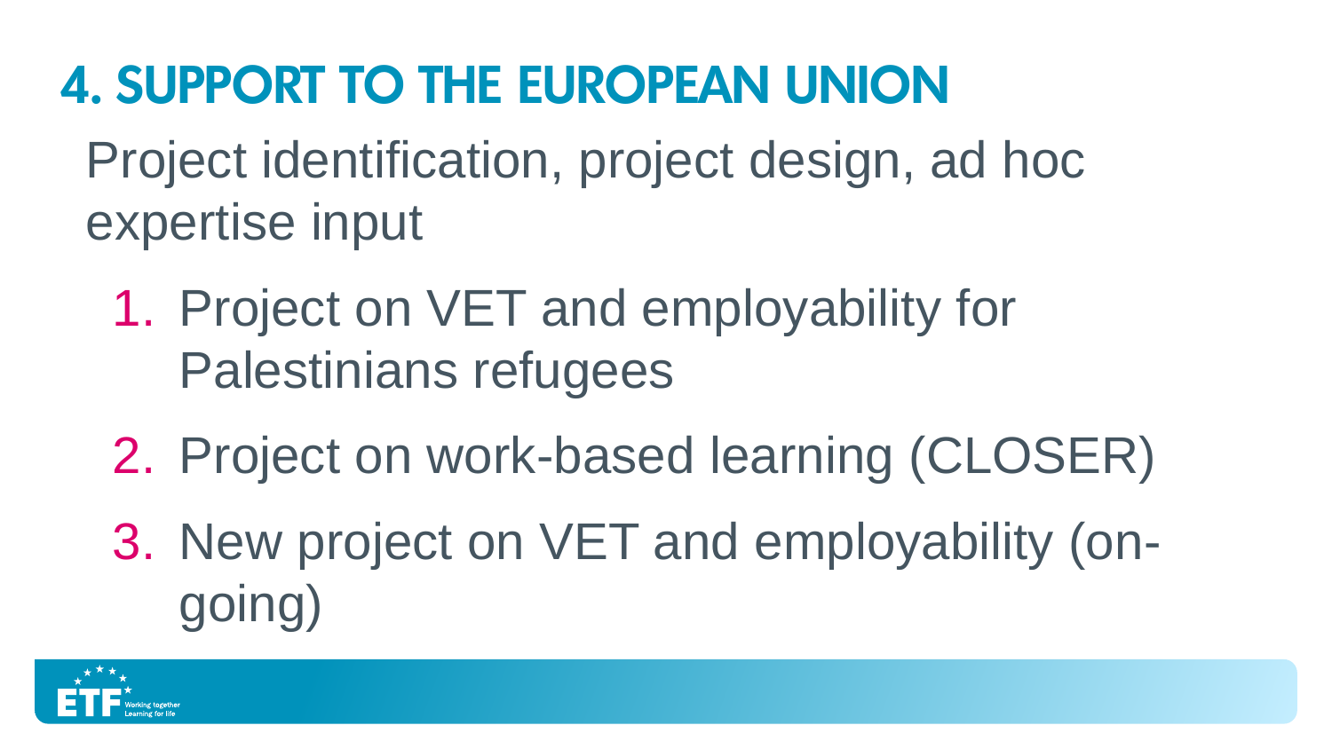# 4. SUPPORT TO THE EUROPEAN UNION

Project identification, project design, ad hoc expertise input

1. Project on VET and employability for Palestinians refugees
2. Project on work-based learning (CLOSER)
3. New project on VET and employability (on-going)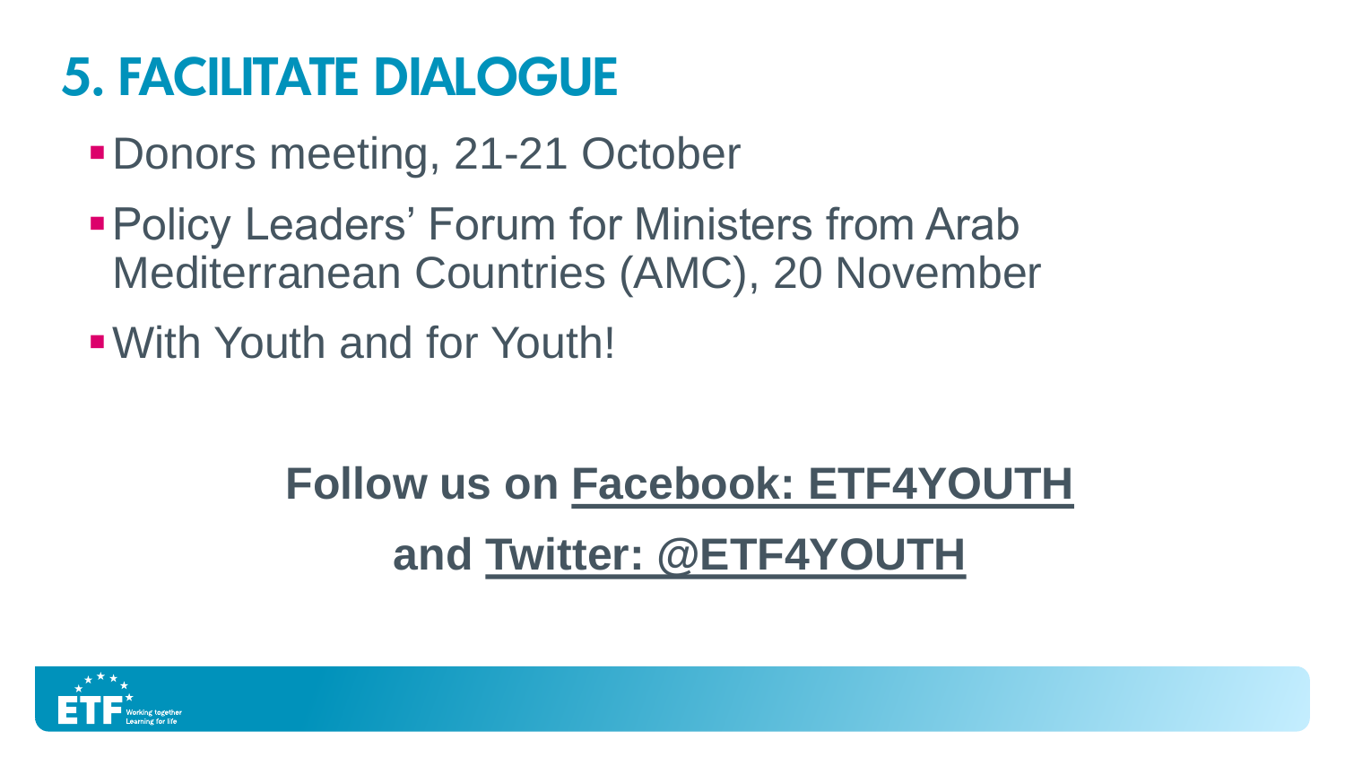# 5. FACILITATE DIALOGUE

- Donors meeting, 21-21 October
- Policy Leaders' Forum for Ministers from Arab Mediterranean Countries (AMC), 20 November
- With Youth and for Youth!

**Follow us on Facebook: ETF4YOUTH**

**and Twitter: @ETF4YOUTH**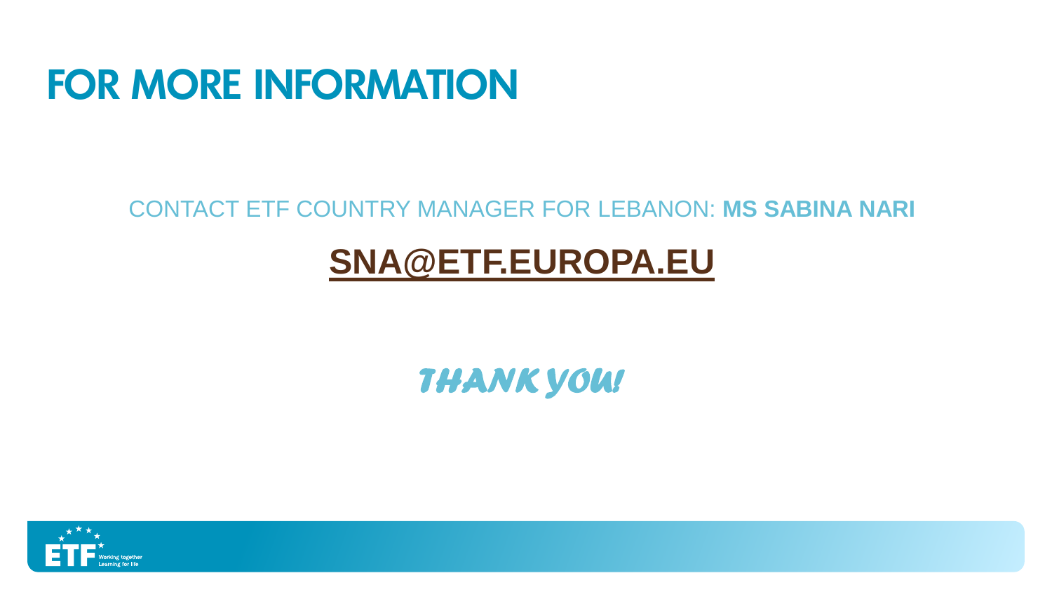# FOR MORE INFORMATION

CONTACT ETF COUNTRY MANAGER FOR LEBANON: **MS SABINA NARI**

**SNA@ETF.EUROPA.EU**

*THANK YOU!*